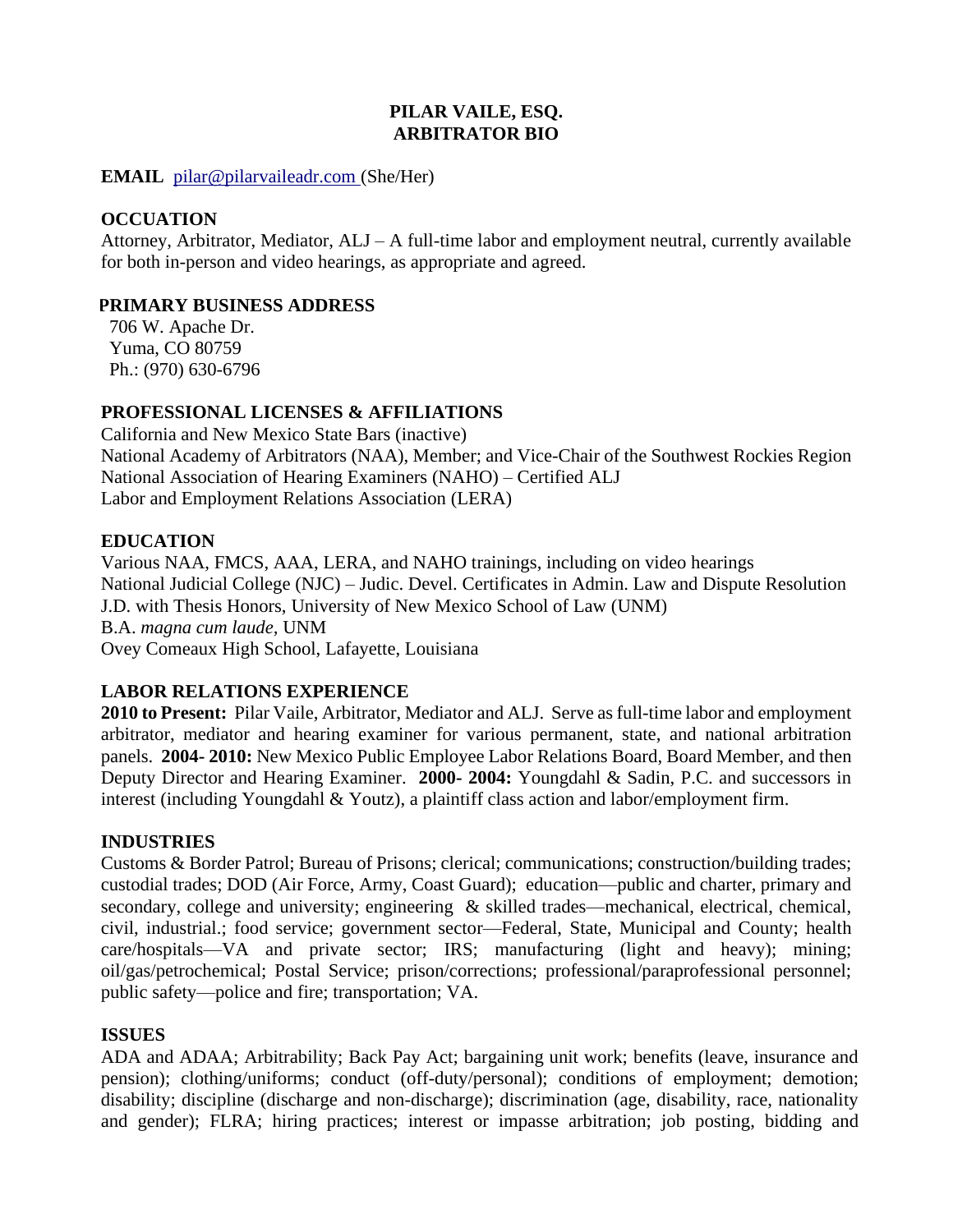# PILAR VAILE, ESQ.
# ARBITRATOR BIO

**EMAIL** pilar@pilarvaileadr.com (She/Her)

## OCCUATION

Attorney, Arbitrator, Mediator, ALJ – A full-time labor and employment neutral, currently available for both in-person and video hearings, as appropriate and agreed.

## PRIMARY BUSINESS ADDRESS

706 W. Apache Dr.
Yuma, CO 80759
Ph.: (970) 630-6796

## PROFESSIONAL LICENSES & AFFILIATIONS

California and New Mexico State Bars (inactive)
National Academy of Arbitrators (NAA), Member; and Vice-Chair of the Southwest Rockies Region
National Association of Hearing Examiners (NAHO) – Certified ALJ
Labor and Employment Relations Association (LERA)

## EDUCATION

Various NAA, FMCS, AAA, LERA, and NAHO trainings, including on video hearings
National Judicial College (NJC) – Judic. Devel. Certificates in Admin. Law and Dispute Resolution
J.D. with Thesis Honors, University of New Mexico School of Law (UNM)
B.A. *magna cum laude*, UNM
Ovey Comeaux High School, Lafayette, Louisiana

## LABOR RELATIONS EXPERIENCE

**2010 to Present:** Pilar Vaile, Arbitrator, Mediator and ALJ. Serve as full-time labor and employment arbitrator, mediator and hearing examiner for various permanent, state, and national arbitration panels. **2004- 2010:** New Mexico Public Employee Labor Relations Board, Board Member, and then Deputy Director and Hearing Examiner. **2000- 2004:** Youngdahl & Sadin, P.C. and successors in interest (including Youngdahl & Youtz), a plaintiff class action and labor/employment firm.

## INDUSTRIES

Customs & Border Patrol; Bureau of Prisons; clerical; communications; construction/building trades; custodial trades; DOD (Air Force, Army, Coast Guard); education—public and charter, primary and secondary, college and university; engineering & skilled trades—mechanical, electrical, chemical, civil, industrial.; food service; government sector—Federal, State, Municipal and County; health care/hospitals—VA and private sector; IRS; manufacturing (light and heavy); mining; oil/gas/petrochemical; Postal Service; prison/corrections; professional/paraprofessional personnel; public safety—police and fire; transportation; VA.

## ISSUES

ADA and ADAA; Arbitrability; Back Pay Act; bargaining unit work; benefits (leave, insurance and pension); clothing/uniforms; conduct (off-duty/personal); conditions of employment; demotion; disability; discipline (discharge and non-discharge); discrimination (age, disability, race, nationality and gender); FLRA; hiring practices; interest or impasse arbitration; job posting, bidding and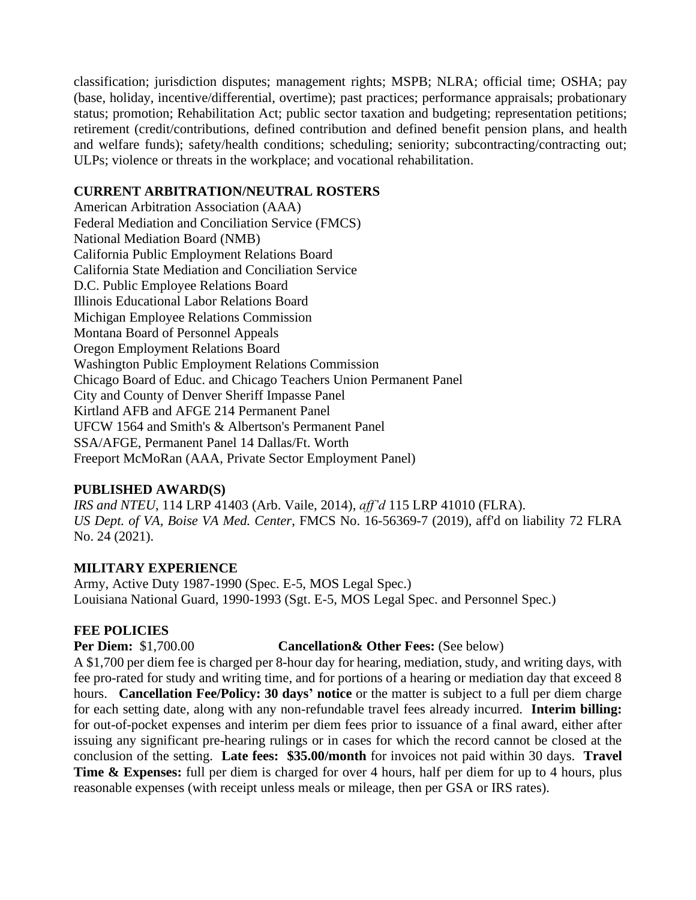classification; jurisdiction disputes; management rights; MSPB; NLRA; official time; OSHA; pay (base, holiday, incentive/differential, overtime); past practices; performance appraisals; probationary status; promotion; Rehabilitation Act; public sector taxation and budgeting; representation petitions; retirement (credit/contributions, defined contribution and defined benefit pension plans, and health and welfare funds); safety/health conditions; scheduling; seniority; subcontracting/contracting out; ULPs; violence or threats in the workplace; and vocational rehabilitation.

**CURRENT ARBITRATION/NEUTRAL ROSTERS**

American Arbitration Association (AAA)
Federal Mediation and Conciliation Service (FMCS)
National Mediation Board (NMB)
California Public Employment Relations Board
California State Mediation and Conciliation Service
D.C. Public Employee Relations Board
Illinois Educational Labor Relations Board
Michigan Employee Relations Commission
Montana Board of Personnel Appeals
Oregon Employment Relations Board
Washington Public Employment Relations Commission
Chicago Board of Educ. and Chicago Teachers Union Permanent Panel
City and County of Denver Sheriff Impasse Panel
Kirtland AFB and AFGE 214 Permanent Panel
UFCW 1564 and Smith's & Albertson's Permanent Panel
SSA/AFGE, Permanent Panel 14 Dallas/Ft. Worth
Freeport McMoRan (AAA, Private Sector Employment Panel)

**PUBLISHED AWARD(S)**

*IRS and NTEU*, 114 LRP 41403 (Arb. Vaile, 2014), *aff'd* 115 LRP 41010 (FLRA).
*US Dept. of VA, Boise VA Med. Center*, FMCS No. 16-56369-7 (2019), aff'd on liability 72 FLRA No. 24 (2021).

**MILITARY EXPERIENCE**

Army, Active Duty 1987-1990 (Spec. E-5, MOS Legal Spec.)
Louisiana National Guard, 1990-1993 (Sgt. E-5, MOS Legal Spec. and Personnel Spec.)

**FEE POLICIES**

**Per Diem:** \$1,700.00 **Cancellation& Other Fees:** (See below)

A \$1,700 per diem fee is charged per 8-hour day for hearing, mediation, study, and writing days, with fee pro-rated for study and writing time, and for portions of a hearing or mediation day that exceed 8 hours. **Cancellation Fee/Policy: 30 days' notice** or the matter is subject to a full per diem charge for each setting date, along with any non-refundable travel fees already incurred. **Interim billing:** for out-of-pocket expenses and interim per diem fees prior to issuance of a final award, either after issuing any significant pre-hearing rulings or in cases for which the record cannot be closed at the conclusion of the setting. **Late fees: \$35.00/month** for invoices not paid within 30 days. **Travel Time & Expenses:** full per diem is charged for over 4 hours, half per diem for up to 4 hours, plus reasonable expenses (with receipt unless meals or mileage, then per GSA or IRS rates).